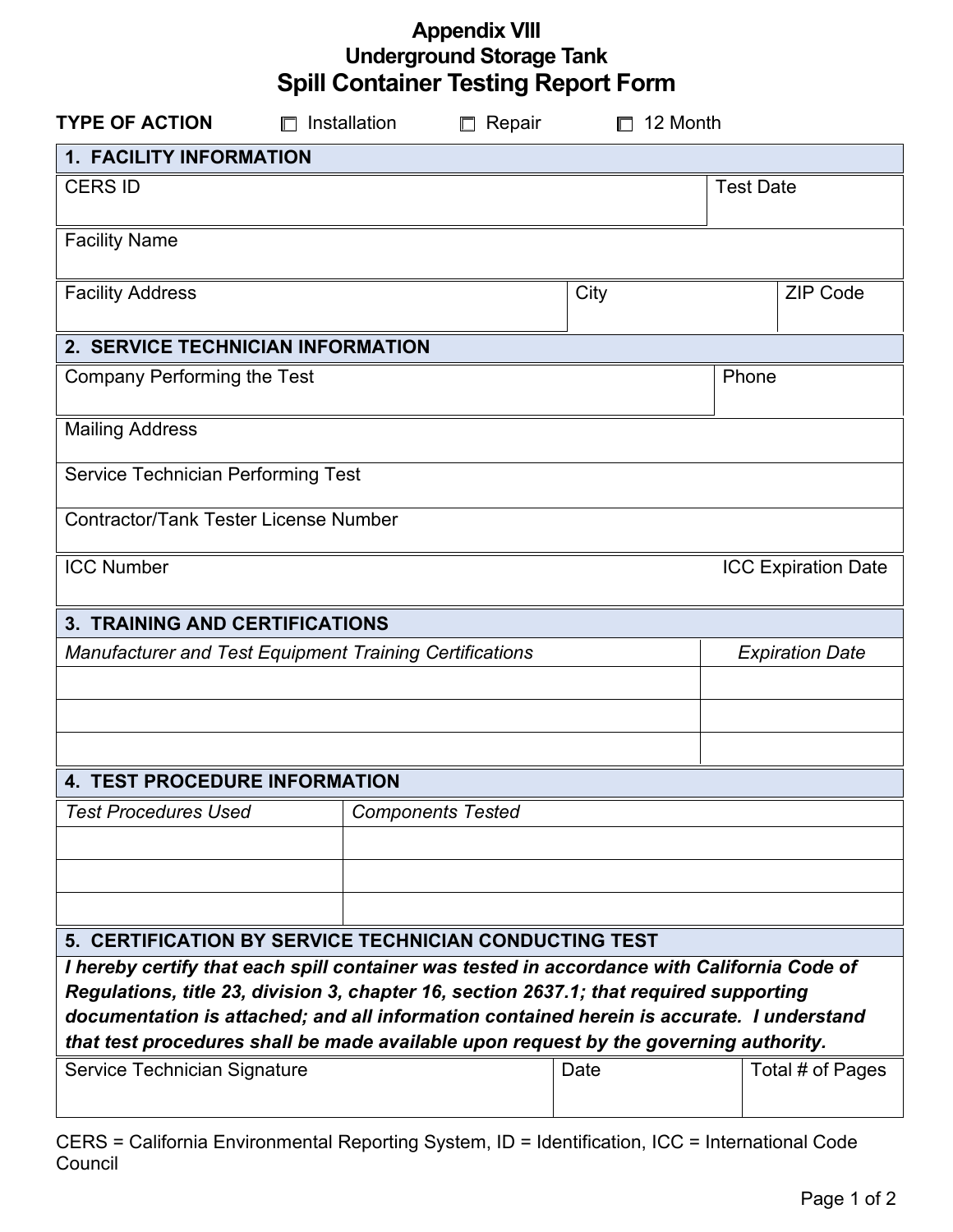# Appendix VIII
## Underground Storage Tank
# Spill Container Testing Report Form

**TYPE OF ACTION** ☐ Installation ☐ Repair ☐ 12 Month

## 1. FACILITY INFORMATION

| CERS ID | | Test Date |
|---|---|---|
| Facility Name | | |
| Facility Address | City | ZIP Code |

## 2. SERVICE TECHNICIAN INFORMATION

| Company Performing the Test | Phone |
|---|---|
| Mailing Address | |
| Service Technician Performing Test | |
| Contractor/Tank Tester License Number | |
| ICC Number | ICC Expiration Date |

## 3. TRAINING AND CERTIFICATIONS

| *Manufacturer and Test Equipment Training Certifications* | *Expiration Date* |
|---|---|
| | |
| | |
| | |

## 4. TEST PROCEDURE INFORMATION

| *Test Procedures Used* | *Components Tested* |
|---|---|
| | |
| | |
| | |

## 5. CERTIFICATION BY SERVICE TECHNICIAN CONDUCTING TEST

***I hereby certify that each spill container was tested in accordance with California Code of Regulations, title 23, division 3, chapter 16, section 2637.1; that required supporting documentation is attached; and all information contained herein is accurate. I understand that test procedures shall be made available upon request by the governing authority.***

| Service Technician Signature | Date | Total # of Pages |
|---|---|---|
| | | |

CERS = California Environmental Reporting System, ID = Identification, ICC = International Code Council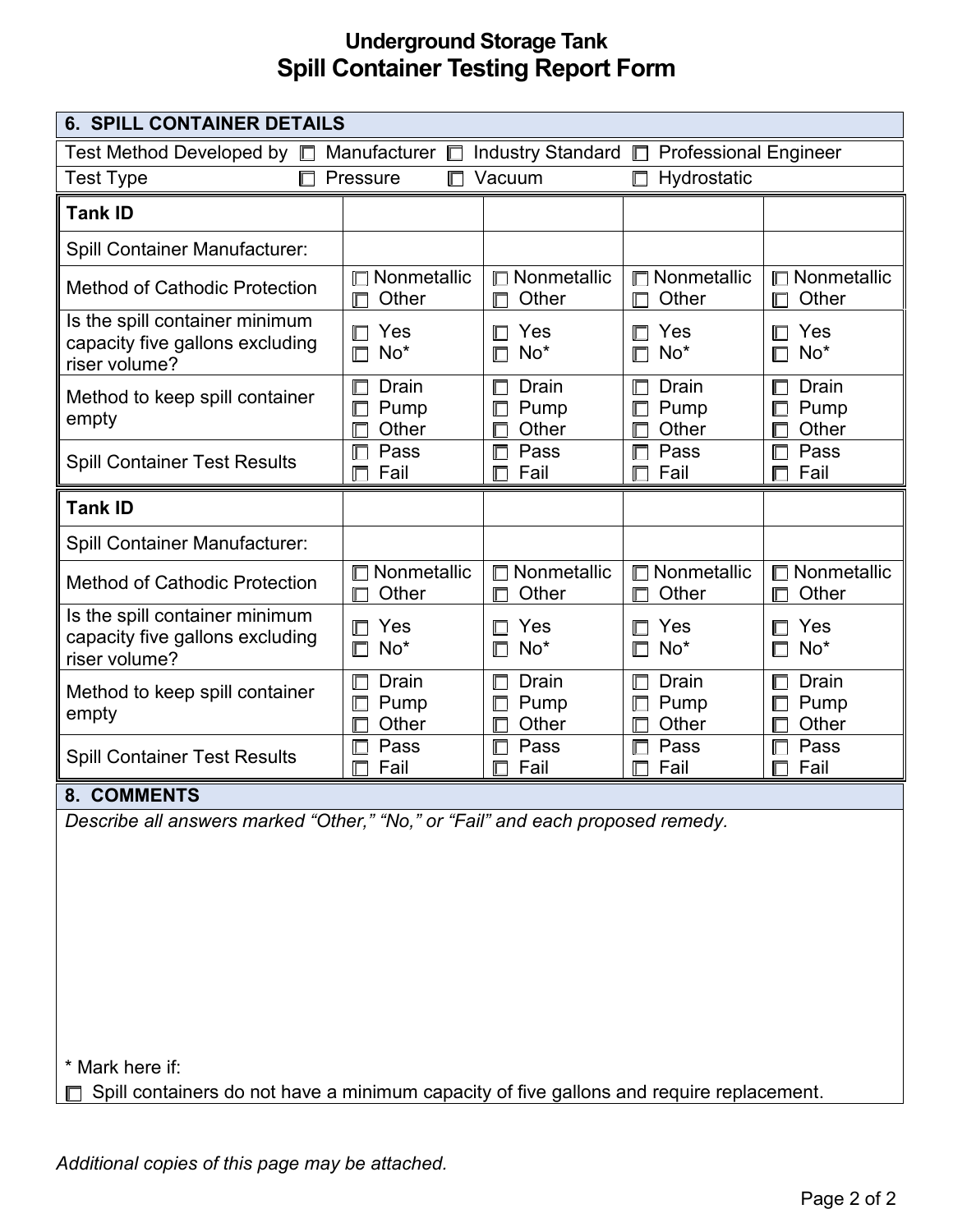# Underground Storage Tank
# Spill Container Testing Report Form

## 6. SPILL CONTAINER DETAILS

Test Method Developed by ☐ Manufacturer ☐ Industry Standard ☐ Professional Engineer

Test Type ☐ Pressure ☐ Vacuum ☐ Hydrostatic

| **Tank ID** | | | | |
|---|---|---|---|---|
| Spill Container Manufacturer: | | | | |
| Method of Cathodic Protection | ☐ Nonmetallic ☐ Other | ☐ Nonmetallic ☐ Other | ☐ Nonmetallic ☐ Other | ☐ Nonmetallic ☐ Other |
| Is the spill container minimum capacity five gallons excluding riser volume? | ☐ Yes ☐ No* | ☐ Yes ☐ No* | ☐ Yes ☐ No* | ☐ Yes ☐ No* |
| Method to keep spill container empty | ☐ Drain ☐ Pump ☐ Other | ☐ Drain ☐ Pump ☐ Other | ☐ Drain ☐ Pump ☐ Other | ☐ Drain ☐ Pump ☐ Other |
| Spill Container Test Results | ☐ Pass ☐ Fail | ☐ Pass ☐ Fail | ☐ Pass ☐ Fail | ☐ Pass ☐ Fail |

| **Tank ID** | | | | |
|---|---|---|---|---|
| Spill Container Manufacturer: | | | | |
| Method of Cathodic Protection | ☐ Nonmetallic ☐ Other | ☐ Nonmetallic ☐ Other | ☐ Nonmetallic ☐ Other | ☐ Nonmetallic ☐ Other |
| Is the spill container minimum capacity five gallons excluding riser volume? | ☐ Yes ☐ No* | ☐ Yes ☐ No* | ☐ Yes ☐ No* | ☐ Yes ☐ No* |
| Method to keep spill container empty | ☐ Drain ☐ Pump ☐ Other | ☐ Drain ☐ Pump ☐ Other | ☐ Drain ☐ Pump ☐ Other | ☐ Drain ☐ Pump ☐ Other |
| Spill Container Test Results | ☐ Pass ☐ Fail | ☐ Pass ☐ Fail | ☐ Pass ☐ Fail | ☐ Pass ☐ Fail |

## 8. COMMENTS

*Describe all answers marked "Other," "No," or "Fail" and each proposed remedy.*

* Mark here if:

☐ Spill containers do not have a minimum capacity of five gallons and require replacement.

*Additional copies of this page may be attached.*